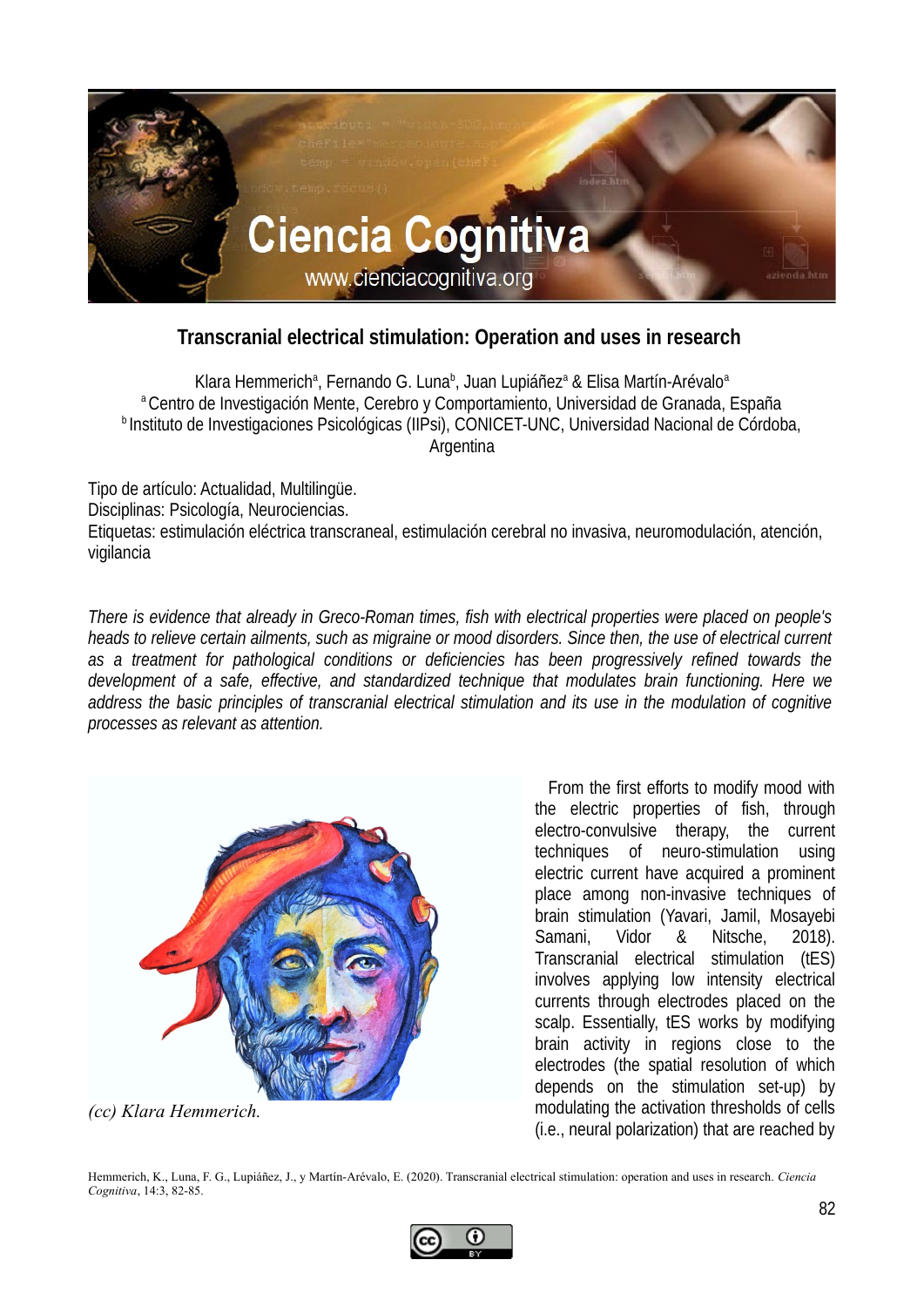# Transcranial electrical stimulation: Operation and uses in research

Klara Hemmerich[a], Fernando G. Luna[b], Juan Lupiáñez[a] & Elisa Martín-Arévalo[a]

[a] Centro de Investigación Mente, Cerebro y Comportamiento, Universidad de Granada, España

[b] Instituto de Investigaciones Psicológicas (IIPsi), CONICET-UNC, Universidad Nacional de Córdoba, Argentina

Tipo de artículo: Actualidad, Multilingüe.
Disciplinas: Psicología, Neurociencias.
Etiquetas: estimulación eléctrica transcraneal, estimulación cerebral no invasiva, neuromodulación, atención, vigilancia

*There is evidence that already in Greco-Roman times, fish with electrical properties were placed on people's heads to relieve certain ailments, such as migraine or mood disorders. Since then, the use of electrical current as a treatment for pathological conditions or deficiencies has been progressively refined towards the development of a safe, effective, and standardized technique that modulates brain functioning. Here we address the basic principles of transcranial electrical stimulation and its use in the modulation of cognitive processes as relevant as attention.*

*(cc) Klara Hemmerich.*

From the first efforts to modify mood with the electric properties of fish, through electro-convulsive therapy, the current techniques of neuro-stimulation using electric current have acquired a prominent place among non-invasive techniques of brain stimulation (Yavari, Jamil, Mosayebi Samani, Vidor & Nitsche, 2018). Transcranial electrical stimulation (tES) involves applying low intensity electrical currents through electrodes placed on the scalp. Essentially, tES works by modifying brain activity in regions close to the electrodes (the spatial resolution of which depends on the stimulation set-up) by modulating the activation thresholds of cells (i.e., neural polarization) that are reached by

Hemmerich, K., Luna, F. G., Lupiáñez, J., y Martín-Arévalo, E. (2020). Transcranial electrical stimulation: operation and uses in research. *Ciencia Cognitiva*, 14:3, 82-85.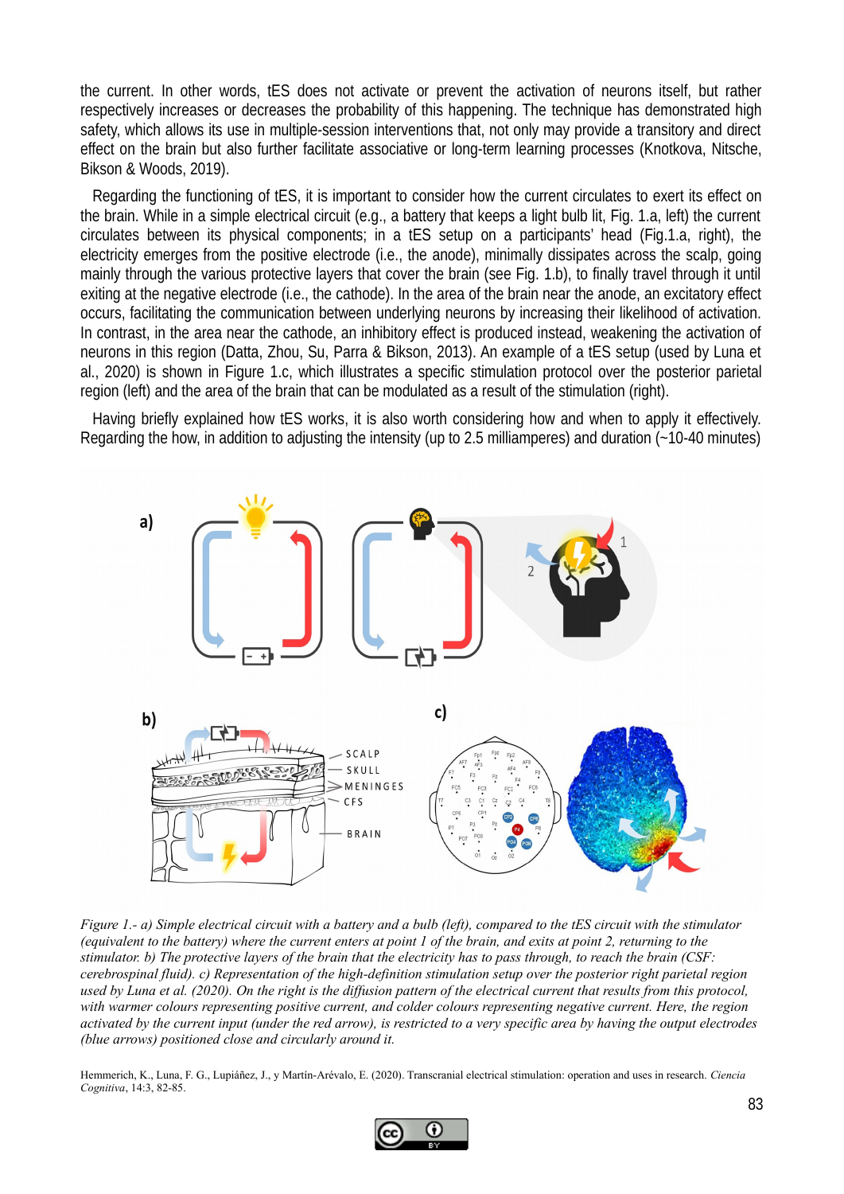the current. In other words, tES does not activate or prevent the activation of neurons itself, but rather respectively increases or decreases the probability of this happening. The technique has demonstrated high safety, which allows its use in multiple-session interventions that, not only may provide a transitory and direct effect on the brain but also further facilitate associative or long-term learning processes (Knotkova, Nitsche, Bikson & Woods, 2019).

Regarding the functioning of tES, it is important to consider how the current circulates to exert its effect on the brain. While in a simple electrical circuit (e.g., a battery that keeps a light bulb lit, Fig. 1.a, left) the current circulates between its physical components; in a tES setup on a participants' head (Fig.1.a, right), the electricity emerges from the positive electrode (i.e., the anode), minimally dissipates across the scalp, going mainly through the various protective layers that cover the brain (see Fig. 1.b), to finally travel through it until exiting at the negative electrode (i.e., the cathode). In the area of the brain near the anode, an excitatory effect occurs, facilitating the communication between underlying neurons by increasing their likelihood of activation. In contrast, in the area near the cathode, an inhibitory effect is produced instead, weakening the activation of neurons in this region (Datta, Zhou, Su, Parra & Bikson, 2013). An example of a tES setup (used by Luna et al., 2020) is shown in Figure 1.c, which illustrates a specific stimulation protocol over the posterior parietal region (left) and the area of the brain that can be modulated as a result of the stimulation (right).

Having briefly explained how tES works, it is also worth considering how and when to apply it effectively. Regarding the how, in addition to adjusting the intensity (up to 2.5 milliamperes) and duration (~10-40 minutes)

*Figure 1.- a) Simple electrical circuit with a battery and a bulb (left), compared to the tES circuit with the stimulator (equivalent to the battery) where the current enters at point 1 of the brain, and exits at point 2, returning to the stimulator. b) The protective layers of the brain that the electricity has to pass through, to reach the brain (CSF: cerebrospinal fluid). c) Representation of the high-definition stimulation setup over the posterior right parietal region used by Luna et al. (2020). On the right is the diffusion pattern of the electrical current that results from this protocol, with warmer colours representing positive current, and colder colours representing negative current. Here, the region activated by the current input (under the red arrow), is restricted to a very specific area by having the output electrodes (blue arrows) positioned close and circularly around it.*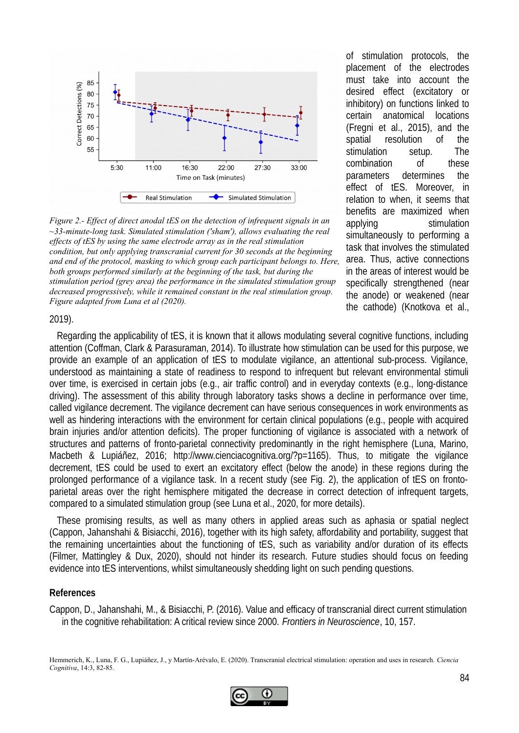*Figure 2.- Effect of direct anodal tES on the detection of infrequent signals in an ~33-minute-long task. Simulated stimulation ('sham'), allows evaluating the real effects of tES by using the same electrode array as in the real stimulation condition, but only applying transcranial current for 30 seconds at the beginning and end of the protocol, masking to which group each participant belongs to. Here, both groups performed similarly at the beginning of the task, but during the stimulation period (grey area) the performance in the simulated stimulation group decreased progressively, while it remained constant in the real stimulation group. Figure adapted from Luna et al (2020).*

of stimulation protocols, the placement of the electrodes must take into account the desired effect (excitatory or inhibitory) on functions linked to certain anatomical locations (Fregni et al., 2015), and the spatial resolution of the stimulation setup. The combination of these parameters determines the effect of tES. Moreover, in relation to when, it seems that benefits are maximized when applying stimulation simultaneously to performing a task that involves the stimulated area. Thus, active connections in the areas of interest would be specifically strengthened (near the anode) or weakened (near the cathode) (Knotkova et al., 2019).

Regarding the applicability of tES, it is known that it allows modulating several cognitive functions, including attention (Coffman, Clark & Parasuraman, 2014). To illustrate how stimulation can be used for this purpose, we provide an example of an application of tES to modulate vigilance, an attentional sub-process. Vigilance, understood as maintaining a state of readiness to respond to infrequent but relevant environmental stimuli over time, is exercised in certain jobs (e.g., air traffic control) and in everyday contexts (e.g., long-distance driving). The assessment of this ability through laboratory tasks shows a decline in performance over time, called vigilance decrement. The vigilance decrement can have serious consequences in work environments as well as hindering interactions with the environment for certain clinical populations (e.g., people with acquired brain injuries and/or attention deficits). The proper functioning of vigilance is associated with a network of structures and patterns of fronto-parietal connectivity predominantly in the right hemisphere (Luna, Marino, Macbeth & Lupiáñez, 2016; http://www.cienciacognitiva.org/?p=1165). Thus, to mitigate the vigilance decrement, tES could be used to exert an excitatory effect (below the anode) in these regions during the prolonged performance of a vigilance task. In a recent study (see Fig. 2), the application of tES on fronto-parietal areas over the right hemisphere mitigated the decrease in correct detection of infrequent targets, compared to a simulated stimulation group (see Luna et al., 2020, for more details).

These promising results, as well as many others in applied areas such as aphasia or spatial neglect (Cappon, Jahanshahi & Bisiacchi, 2016), together with its high safety, affordability and portability, suggest that the remaining uncertainties about the functioning of tES, such as variability and/or duration of its effects (Filmer, Mattingley & Dux, 2020), should not hinder its research. Future studies should focus on feeding evidence into tES interventions, whilst simultaneously shedding light on such pending questions.

## References

Cappon, D., Jahanshahi, M., & Bisiacchi, P. (2016). Value and efficacy of transcranial direct current stimulation in the cognitive rehabilitation: A critical review since 2000. *Frontiers in Neuroscience*, 10, 157.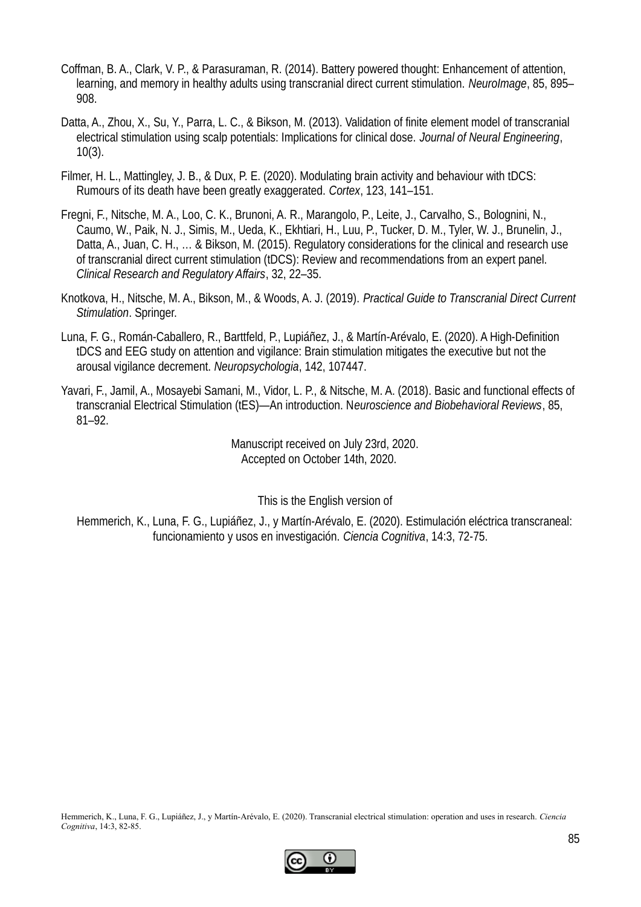Coffman, B. A., Clark, V. P., & Parasuraman, R. (2014). Battery powered thought: Enhancement of attention, learning, and memory in healthy adults using transcranial direct current stimulation. *NeuroImage*, 85, 895–908.

Datta, A., Zhou, X., Su, Y., Parra, L. C., & Bikson, M. (2013). Validation of finite element model of transcranial electrical stimulation using scalp potentials: Implications for clinical dose. *Journal of Neural Engineering*, 10(3).

Filmer, H. L., Mattingley, J. B., & Dux, P. E. (2020). Modulating brain activity and behaviour with tDCS: Rumours of its death have been greatly exaggerated. *Cortex*, 123, 141–151.

Fregni, F., Nitsche, M. A., Loo, C. K., Brunoni, A. R., Marangolo, P., Leite, J., Carvalho, S., Bolognini, N., Caumo, W., Paik, N. J., Simis, M., Ueda, K., Ekhtiari, H., Luu, P., Tucker, D. M., Tyler, W. J., Brunelin, J., Datta, A., Juan, C. H., … & Bikson, M. (2015). Regulatory considerations for the clinical and research use of transcranial direct current stimulation (tDCS): Review and recommendations from an expert panel. *Clinical Research and Regulatory Affairs*, 32, 22–35.

Knotkova, H., Nitsche, M. A., Bikson, M., & Woods, A. J. (2019). *Practical Guide to Transcranial Direct Current Stimulation*. Springer.

Luna, F. G., Román-Caballero, R., Barttfeld, P., Lupiáñez, J., & Martín-Arévalo, E. (2020). A High-Definition tDCS and EEG study on attention and vigilance: Brain stimulation mitigates the executive but not the arousal vigilance decrement. *Neuropsychologia*, 142, 107447.

Yavari, F., Jamil, A., Mosayebi Samani, M., Vidor, L. P., & Nitsche, M. A. (2018). Basic and functional effects of transcranial Electrical Stimulation (tES)—An introduction. N*euroscience and Biobehavioral Reviews*, 85, 81–92.

Manuscript received on July 23rd, 2020.
Accepted on October 14th, 2020.

This is the English version of

Hemmerich, K., Luna, F. G., Lupiáñez, J., y Martín-Arévalo, E. (2020). Estimulación eléctrica transcraneal: funcionamiento y usos en investigación. *Ciencia Cognitiva*, 14:3, 72-75.